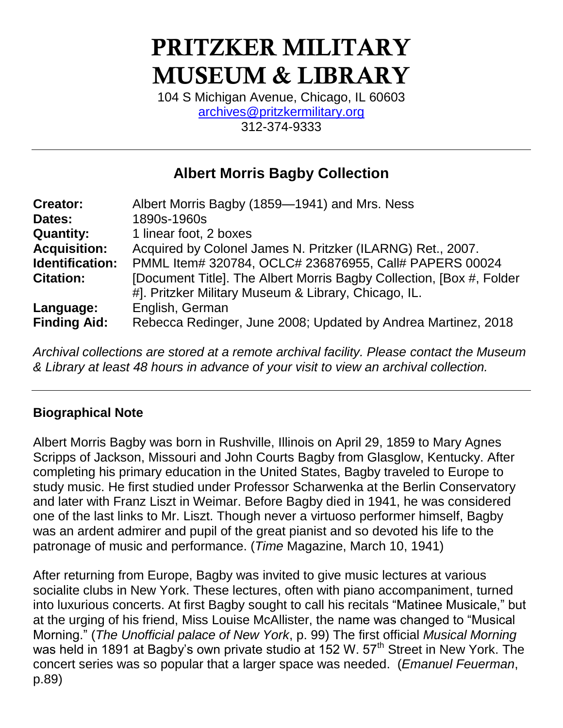# PRITZKER MILITARY MUSEUM & LIBRARY

104 S Michigan Avenue, Chicago, IL 60603
archives@pritzkermilitary.org
312-374-9333

---

## Albert Morris Bagby Collection

| | |
|---|---|
| **Creator:** | Albert Morris Bagby (1859—1941) and Mrs. Ness |
| **Dates:** | 1890s-1960s |
| **Quantity:** | 1 linear foot, 2 boxes |
| **Acquisition:** | Acquired by Colonel James N. Pritzker (ILARNG) Ret., 2007. |
| **Identification:** | PMML Item# 320784, OCLC# 236876955, Call# PAPERS 00024 |
| **Citation:** | [Document Title]. The Albert Morris Bagby Collection, [Box #, Folder #]. Pritzker Military Museum & Library, Chicago, IL. |
| **Language:** | English, German |
| **Finding Aid:** | Rebecca Redinger, June 2008; Updated by Andrea Martinez, 2018 |

*Archival collections are stored at a remote archival facility. Please contact the Museum & Library at least 48 hours in advance of your visit to view an archival collection.*

---

### Biographical Note

Albert Morris Bagby was born in Rushville, Illinois on April 29, 1859 to Mary Agnes Scripps of Jackson, Missouri and John Courts Bagby from Glasglow, Kentucky. After completing his primary education in the United States, Bagby traveled to Europe to study music. He first studied under Professor Scharwenka at the Berlin Conservatory and later with Franz Liszt in Weimar. Before Bagby died in 1941, he was considered one of the last links to Mr. Liszt. Though never a virtuoso performer himself, Bagby was an ardent admirer and pupil of the great pianist and so devoted his life to the patronage of music and performance. (*Time* Magazine, March 10, 1941)

After returning from Europe, Bagby was invited to give music lectures at various socialite clubs in New York. These lectures, often with piano accompaniment, turned into luxurious concerts. At first Bagby sought to call his recitals "Matinee Musicale," but at the urging of his friend, Miss Louise McAllister, the name was changed to "Musical Morning." (*The Unofficial palace of New York*, p. 99) The first official *Musical Morning* was held in 1891 at Bagby's own private studio at 152 W. 57th Street in New York. The concert series was so popular that a larger space was needed. (*Emanuel Feuerman*, p.89)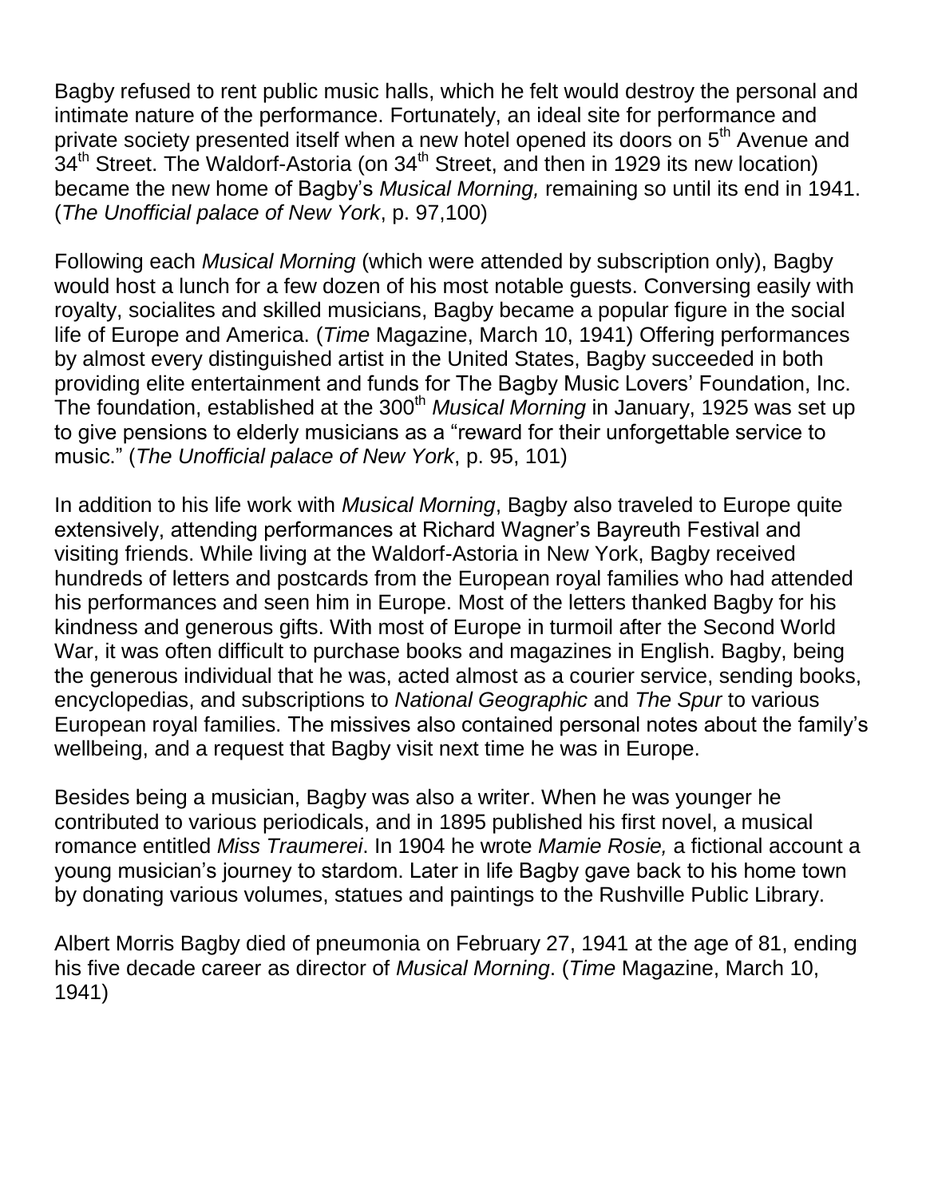Bagby refused to rent public music halls, which he felt would destroy the personal and intimate nature of the performance. Fortunately, an ideal site for performance and private society presented itself when a new hotel opened its doors on 5th Avenue and 34th Street. The Waldorf-Astoria (on 34th Street, and then in 1929 its new location) became the new home of Bagby's *Musical Morning,* remaining so until its end in 1941. (*The Unofficial palace of New York*, p. 97,100)

Following each *Musical Morning* (which were attended by subscription only), Bagby would host a lunch for a few dozen of his most notable guests. Conversing easily with royalty, socialites and skilled musicians, Bagby became a popular figure in the social life of Europe and America. (*Time* Magazine, March 10, 1941) Offering performances by almost every distinguished artist in the United States, Bagby succeeded in both providing elite entertainment and funds for The Bagby Music Lovers' Foundation, Inc. The foundation, established at the 300th *Musical Morning* in January, 1925 was set up to give pensions to elderly musicians as a "reward for their unforgettable service to music." (*The Unofficial palace of New York*, p. 95, 101)

In addition to his life work with *Musical Morning*, Bagby also traveled to Europe quite extensively, attending performances at Richard Wagner's Bayreuth Festival and visiting friends. While living at the Waldorf-Astoria in New York, Bagby received hundreds of letters and postcards from the European royal families who had attended his performances and seen him in Europe. Most of the letters thanked Bagby for his kindness and generous gifts. With most of Europe in turmoil after the Second World War, it was often difficult to purchase books and magazines in English. Bagby, being the generous individual that he was, acted almost as a courier service, sending books, encyclopedias, and subscriptions to *National Geographic* and *The Spur* to various European royal families. The missives also contained personal notes about the family's wellbeing, and a request that Bagby visit next time he was in Europe.

Besides being a musician, Bagby was also a writer. When he was younger he contributed to various periodicals, and in 1895 published his first novel, a musical romance entitled *Miss Traumerei*. In 1904 he wrote *Mamie Rosie,* a fictional account a young musician's journey to stardom. Later in life Bagby gave back to his home town by donating various volumes, statues and paintings to the Rushville Public Library.

Albert Morris Bagby died of pneumonia on February 27, 1941 at the age of 81, ending his five decade career as director of *Musical Morning*. (*Time* Magazine, March 10, 1941)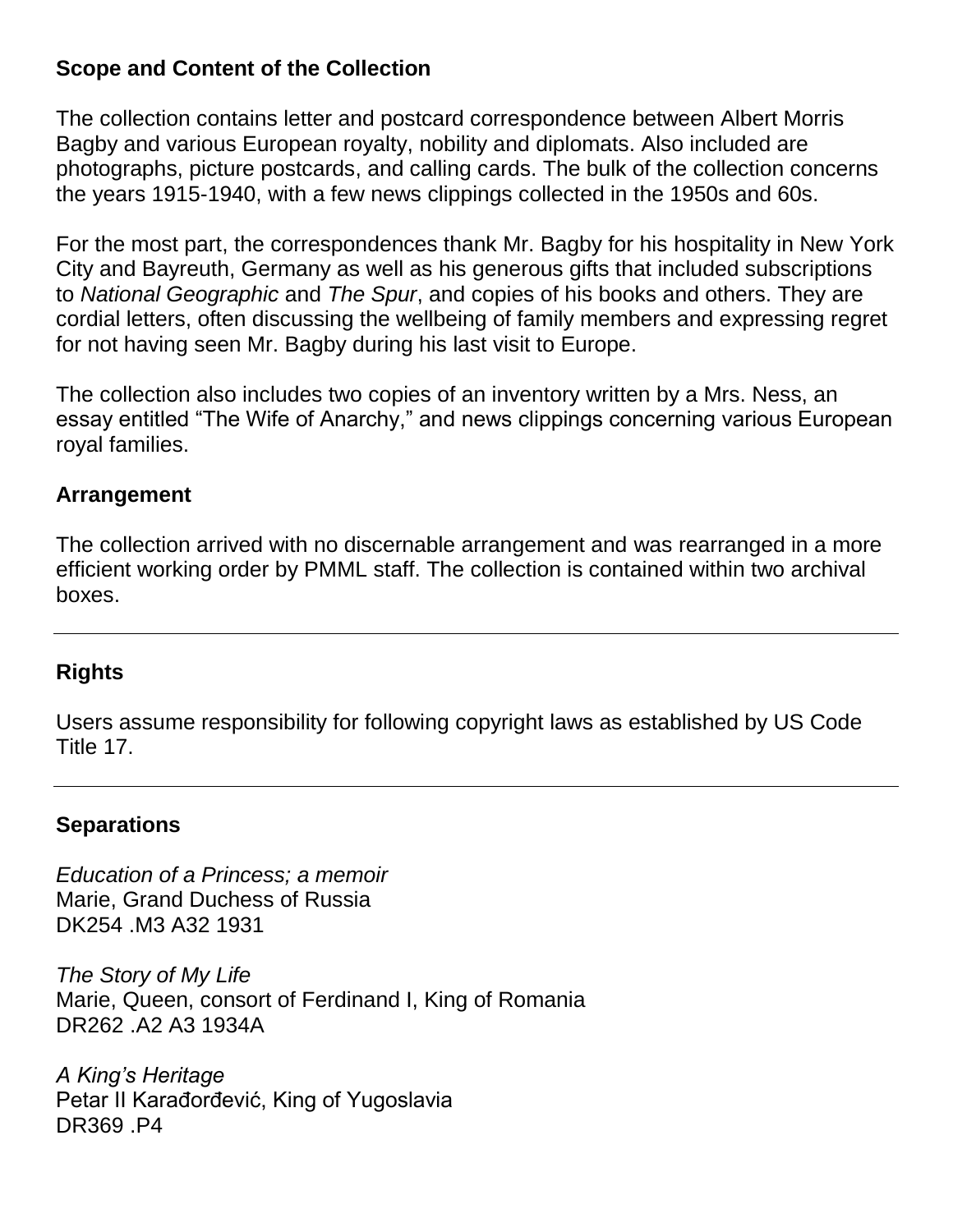## Scope and Content of the Collection

The collection contains letter and postcard correspondence between Albert Morris Bagby and various European royalty, nobility and diplomats. Also included are photographs, picture postcards, and calling cards. The bulk of the collection concerns the years 1915-1940, with a few news clippings collected in the 1950s and 60s.

For the most part, the correspondences thank Mr. Bagby for his hospitality in New York City and Bayreuth, Germany as well as his generous gifts that included subscriptions to *National Geographic* and *The Spur*, and copies of his books and others. They are cordial letters, often discussing the wellbeing of family members and expressing regret for not having seen Mr. Bagby during his last visit to Europe.

The collection also includes two copies of an inventory written by a Mrs. Ness, an essay entitled "The Wife of Anarchy," and news clippings concerning various European royal families.

## Arrangement

The collection arrived with no discernable arrangement and was rearranged in a more efficient working order by PMML staff. The collection is contained within two archival boxes.

---

## Rights

Users assume responsibility for following copyright laws as established by US Code Title 17.

---

## Separations

*Education of a Princess; a memoir*
Marie, Grand Duchess of Russia
DK254 .M3 A32 1931

*The Story of My Life*
Marie, Queen, consort of Ferdinand I, King of Romania
DR262 .A2 A3 1934A

*A King's Heritage*
Petar II Karađorđević, King of Yugoslavia
DR369 .P4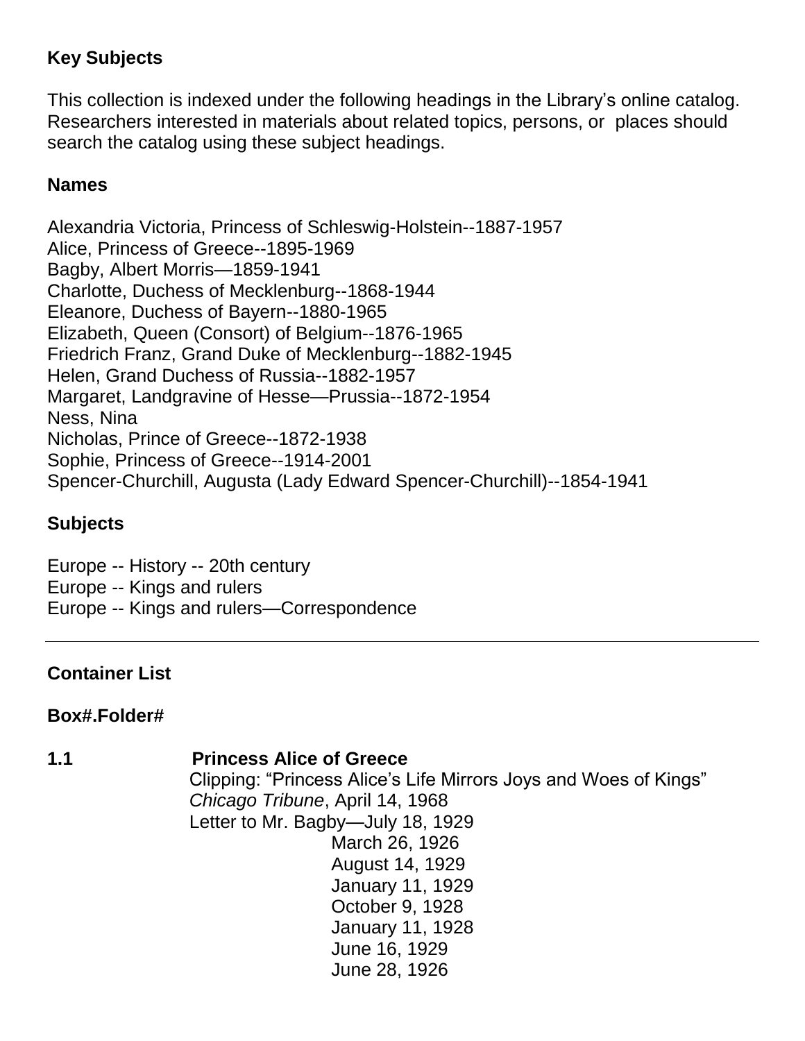### Key Subjects

This collection is indexed under the following headings in the Library's online catalog. Researchers interested in materials about related topics, persons, or places should search the catalog using these subject headings.

### Names

Alexandria Victoria, Princess of Schleswig-Holstein--1887-1957
Alice, Princess of Greece--1895-1969
Bagby, Albert Morris—1859-1941
Charlotte, Duchess of Mecklenburg--1868-1944
Eleanore, Duchess of Bayern--1880-1965
Elizabeth, Queen (Consort) of Belgium--1876-1965
Friedrich Franz, Grand Duke of Mecklenburg--1882-1945
Helen, Grand Duchess of Russia--1882-1957
Margaret, Landgravine of Hesse—Prussia--1872-1954
Ness, Nina
Nicholas, Prince of Greece--1872-1938
Sophie, Princess of Greece--1914-2001
Spencer-Churchill, Augusta (Lady Edward Spencer-Churchill)--1854-1941

### Subjects

Europe -- History -- 20th century
Europe -- Kings and rulers
Europe -- Kings and rulers—Correspondence

---

### Container List

**Box#.Folder#**

**1.1** **Princess Alice of Greece**

Clipping: "Princess Alice's Life Mirrors Joys and Woes of Kings" *Chicago Tribune*, April 14, 1968

Letter to Mr. Bagby—July 18, 1929
March 26, 1926
August 14, 1929
January 11, 1929
October 9, 1928
January 11, 1928
June 16, 1929
June 28, 1926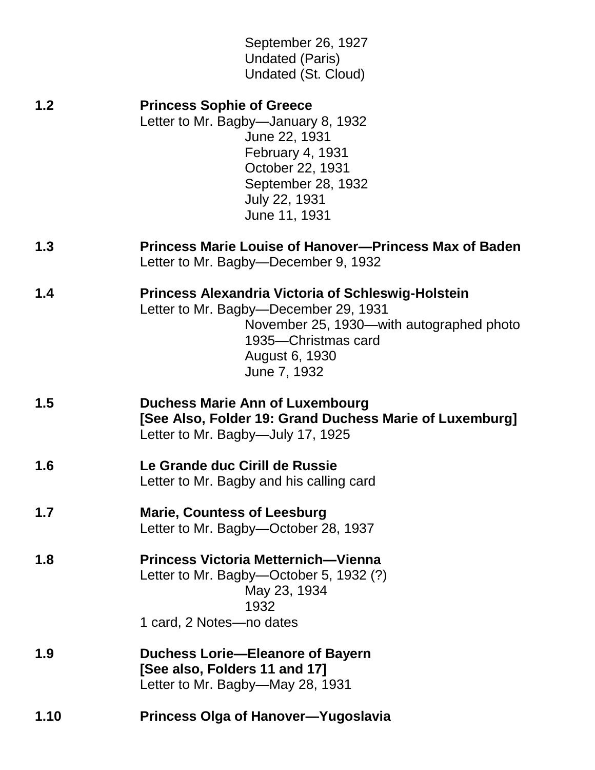September 26, 1927
Undated (Paris)
Undated (St. Cloud)

**1.2 Princess Sophie of Greece**

Letter to Mr. Bagby—January 8, 1932
June 22, 1931
February 4, 1931
October 22, 1931
September 28, 1932
July 22, 1931
June 11, 1931

**1.3 Princess Marie Louise of Hanover—Princess Max of Baden**

Letter to Mr. Bagby—December 9, 1932

**1.4 Princess Alexandria Victoria of Schleswig-Holstein**

Letter to Mr. Bagby—December 29, 1931
November 25, 1930—with autographed photo
1935—Christmas card
August 6, 1930
June 7, 1932

**1.5 Duchess Marie Ann of Luxembourg**
**[See Also, Folder 19: Grand Duchess Marie of Luxemburg]**

Letter to Mr. Bagby—July 17, 1925

**1.6 Le Grande duc Cirill de Russie**

Letter to Mr. Bagby and his calling card

**1.7 Marie, Countess of Leesburg**

Letter to Mr. Bagby—October 28, 1937

**1.8 Princess Victoria Metternich—Vienna**

Letter to Mr. Bagby—October 5, 1932 (?)
May 23, 1934
1932
1 card, 2 Notes—no dates

**1.9 Duchess Lorie—Eleanore of Bayern**
**[See also, Folders 11 and 17]**

Letter to Mr. Bagby—May 28, 1931

**1.10 Princess Olga of Hanover—Yugoslavia**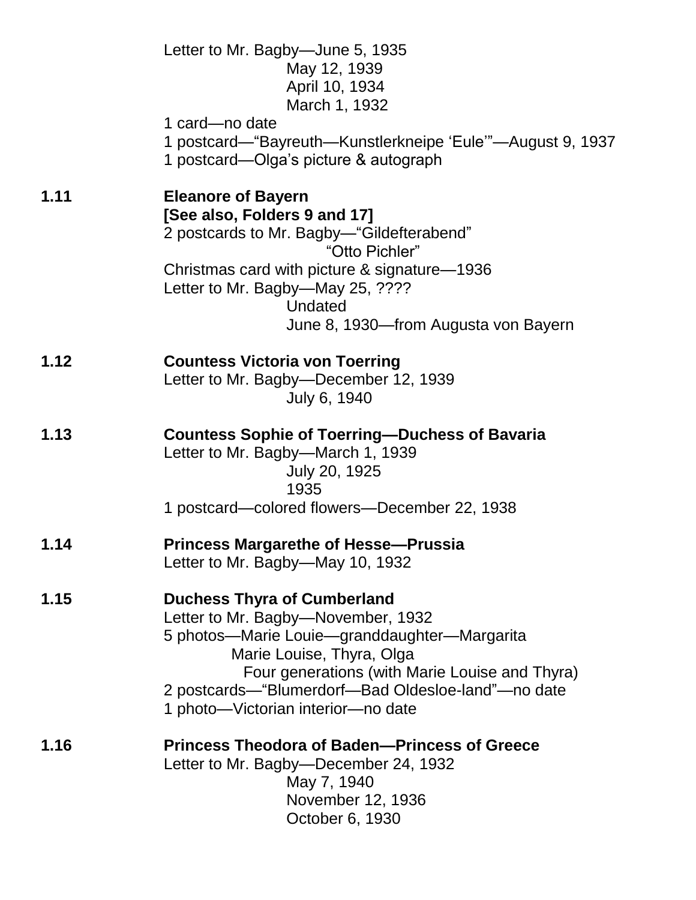Letter to Mr. Bagby—June 5, 1935
May 12, 1939
April 10, 1934
March 1, 1932
1 card—no date
1 postcard—"Bayreuth—Kunstlerkneipe 'Eule'"—August 9, 1937
1 postcard—Olga's picture & autograph

**1.11 Eleanore of Bayern**
**[See also, Folders 9 and 17]**
2 postcards to Mr. Bagby—"Gildefterabend"
"Otto Pichler"
Christmas card with picture & signature—1936
Letter to Mr. Bagby—May 25, ????
Undated
June 8, 1930—from Augusta von Bayern

**1.12 Countess Victoria von Toerring**
Letter to Mr. Bagby—December 12, 1939
July 6, 1940

**1.13 Countess Sophie of Toerring—Duchess of Bavaria**
Letter to Mr. Bagby—March 1, 1939
July 20, 1925
1935
1 postcard—colored flowers—December 22, 1938

**1.14 Princess Margarethe of Hesse—Prussia**
Letter to Mr. Bagby—May 10, 1932

**1.15 Duchess Thyra of Cumberland**
Letter to Mr. Bagby—November, 1932
5 photos—Marie Louie—granddaughter—Margarita
Marie Louise, Thyra, Olga
Four generations (with Marie Louise and Thyra)
2 postcards—"Blumerdorf—Bad Oldesloe-land"—no date
1 photo—Victorian interior—no date

**1.16 Princess Theodora of Baden—Princess of Greece**
Letter to Mr. Bagby—December 24, 1932
May 7, 1940
November 12, 1936
October 6, 1930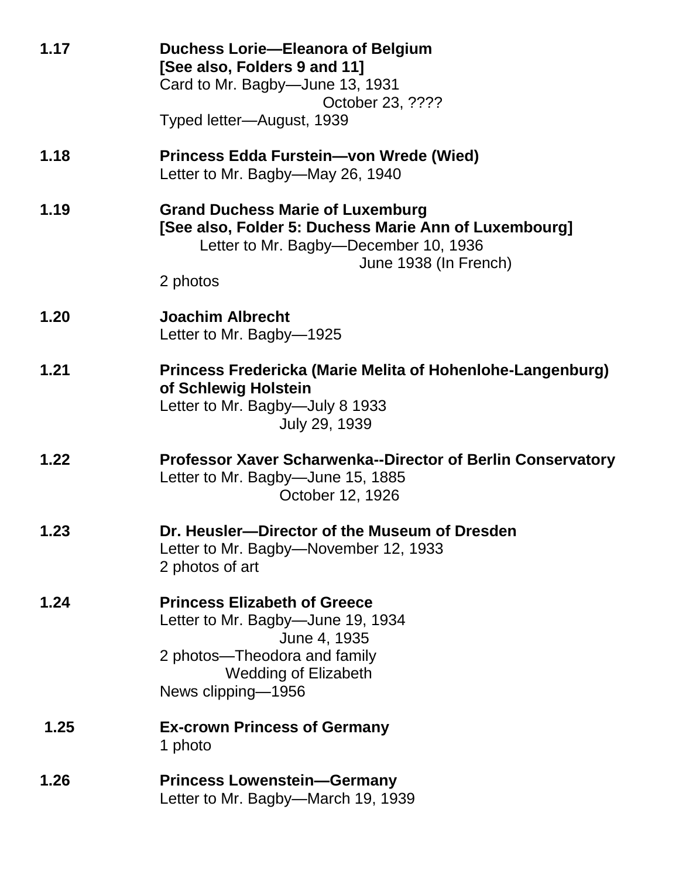**1.17** **Duchess Lorie—Eleanora of Belgium**
**[See also, Folders 9 and 11]**
Card to Mr. Bagby—June 13, 1931
October 23, ????
Typed letter—August, 1939

**1.18** **Princess Edda Furstein—von Wrede (Wied)**
Letter to Mr. Bagby—May 26, 1940

**1.19** **Grand Duchess Marie of Luxemburg**
**[See also, Folder 5: Duchess Marie Ann of Luxembourg]**
Letter to Mr. Bagby—December 10, 1936
June 1938 (In French)
2 photos

**1.20** **Joachim Albrecht**
Letter to Mr. Bagby—1925

**1.21** **Princess Fredericka (Marie Melita of Hohenlohe-Langenburg) of Schlewig Holstein**
Letter to Mr. Bagby—July 8 1933
July 29, 1939

**1.22** **Professor Xaver Scharwenka--Director of Berlin Conservatory**
Letter to Mr. Bagby—June 15, 1885
October 12, 1926

**1.23** **Dr. Heusler—Director of the Museum of Dresden**
Letter to Mr. Bagby—November 12, 1933
2 photos of art

**1.24** **Princess Elizabeth of Greece**
Letter to Mr. Bagby—June 19, 1934
June 4, 1935
2 photos—Theodora and family
Wedding of Elizabeth
News clipping—1956

**1.25** **Ex-crown Princess of Germany**
1 photo

**1.26** **Princess Lowenstein—Germany**
Letter to Mr. Bagby—March 19, 1939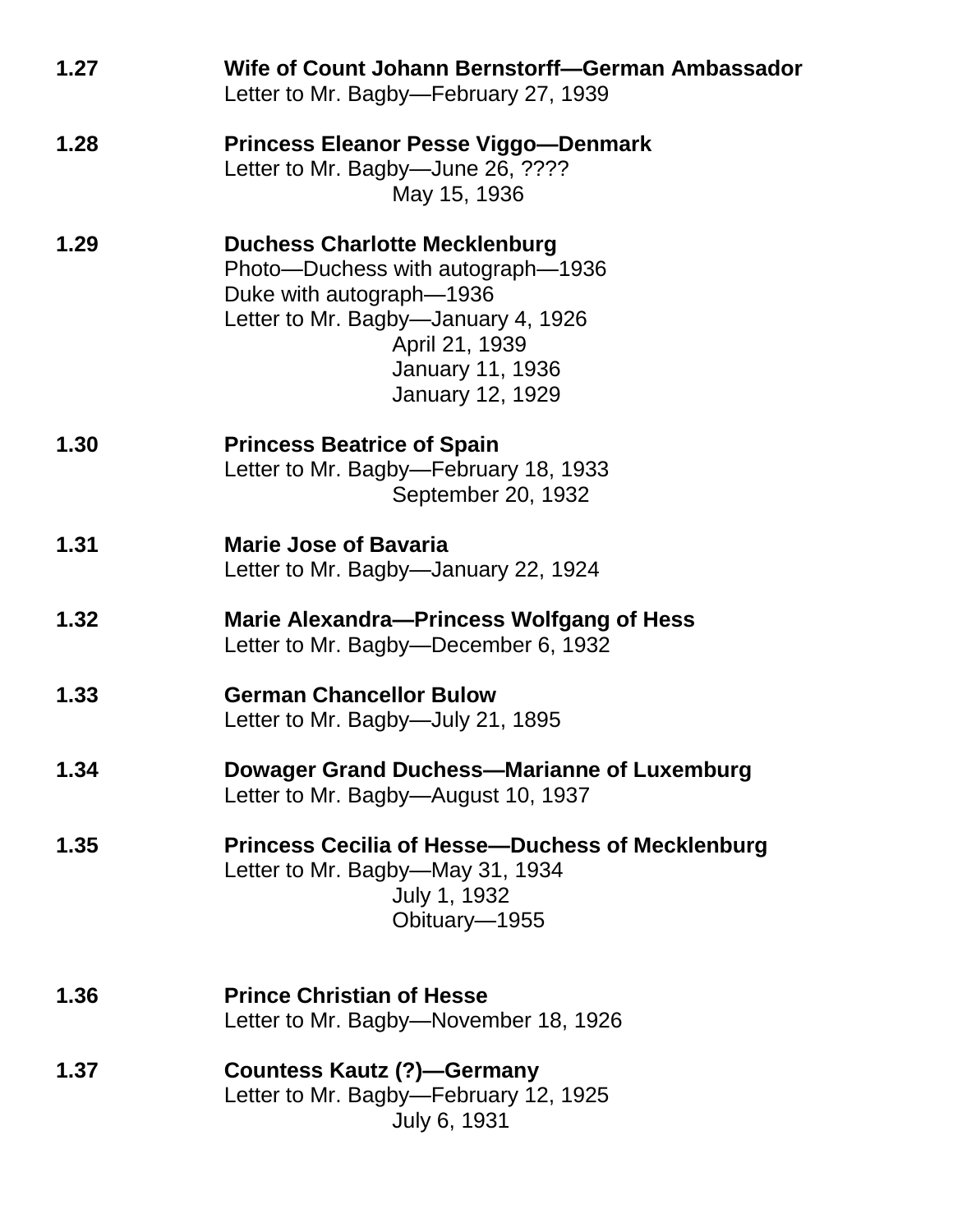**1.27** **Wife of Count Johann Bernstorff—German Ambassador**
Letter to Mr. Bagby—February 27, 1939

**1.28** **Princess Eleanor Pesse Viggo—Denmark**
Letter to Mr. Bagby—June 26, ????
May 15, 1936

**1.29** **Duchess Charlotte Mecklenburg**
Photo—Duchess with autograph—1936
Duke with autograph—1936
Letter to Mr. Bagby—January 4, 1926
April 21, 1939
January 11, 1936
January 12, 1929

**1.30** **Princess Beatrice of Spain**
Letter to Mr. Bagby—February 18, 1933
September 20, 1932

**1.31** **Marie Jose of Bavaria**
Letter to Mr. Bagby—January 22, 1924

**1.32** **Marie Alexandra—Princess Wolfgang of Hess**
Letter to Mr. Bagby—December 6, 1932

**1.33** **German Chancellor Bulow**
Letter to Mr. Bagby—July 21, 1895

**1.34** **Dowager Grand Duchess—Marianne of Luxemburg**
Letter to Mr. Bagby—August 10, 1937

**1.35** **Princess Cecilia of Hesse—Duchess of Mecklenburg**
Letter to Mr. Bagby—May 31, 1934
July 1, 1932
Obituary—1955

**1.36** **Prince Christian of Hesse**
Letter to Mr. Bagby—November 18, 1926

**1.37** **Countess Kautz (?)—Germany**
Letter to Mr. Bagby—February 12, 1925
July 6, 1931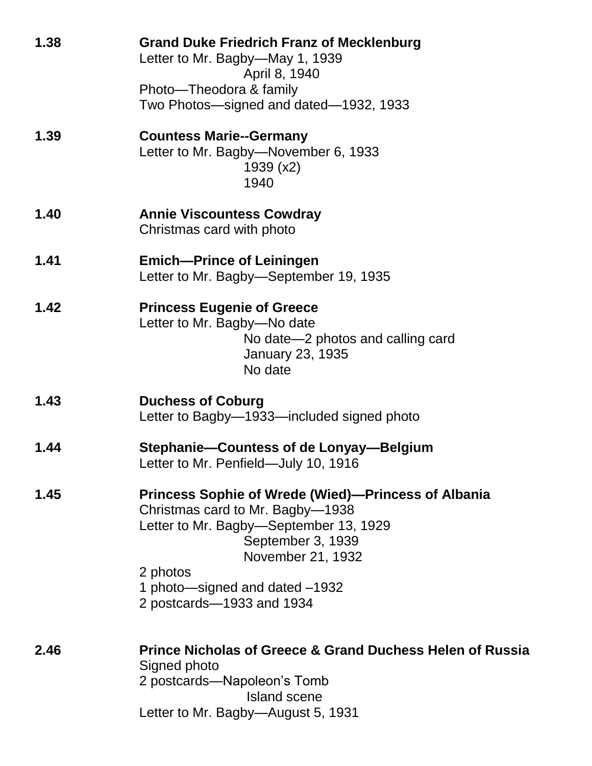**1.38** **Grand Duke Friedrich Franz of Mecklenburg**

Letter to Mr. Bagby—May 1, 1939
April 8, 1940
Photo—Theodora & family
Two Photos—signed and dated—1932, 1933

**1.39** **Countess Marie--Germany**

Letter to Mr. Bagby—November 6, 1933
1939 (x2)
1940

**1.40** **Annie Viscountess Cowdray**

Christmas card with photo

**1.41** **Emich—Prince of Leiningen**

Letter to Mr. Bagby—September 19, 1935

**1.42** **Princess Eugenie of Greece**

Letter to Mr. Bagby—No date
No date—2 photos and calling card
January 23, 1935
No date

**1.43** **Duchess of Coburg**

Letter to Bagby—1933—included signed photo

**1.44** **Stephanie—Countess of de Lonyay—Belgium**

Letter to Mr. Penfield—July 10, 1916

**1.45** **Princess Sophie of Wrede (Wied)—Princess of Albania**

Christmas card to Mr. Bagby—1938
Letter to Mr. Bagby—September 13, 1929
September 3, 1939
November 21, 1932
2 photos
1 photo—signed and dated –1932
2 postcards—1933 and 1934

**2.46** **Prince Nicholas of Greece & Grand Duchess Helen of Russia**

Signed photo
2 postcards—Napoleon's Tomb
Island scene
Letter to Mr. Bagby—August 5, 1931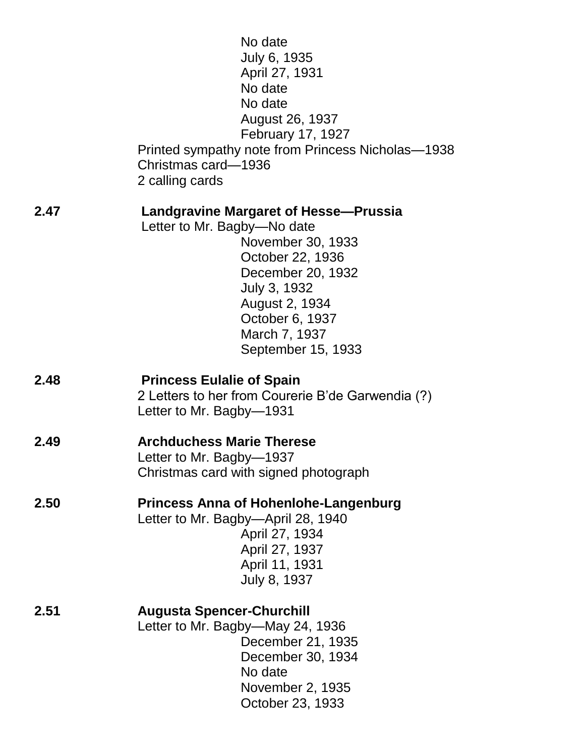No date
July 6, 1935
April 27, 1931
No date
No date
August 26, 1937
February 17, 1927

Printed sympathy note from Princess Nicholas—1938
Christmas card—1936
2 calling cards

**2.47 Landgravine Margaret of Hesse—Prussia**

Letter to Mr. Bagby—No date
November 30, 1933
October 22, 1936
December 20, 1932
July 3, 1932
August 2, 1934
October 6, 1937
March 7, 1937
September 15, 1933

**2.48 Princess Eulalie of Spain**

2 Letters to her from Courerie B'de Garwendia (?)
Letter to Mr. Bagby—1931

**2.49 Archduchess Marie Therese**

Letter to Mr. Bagby—1937
Christmas card with signed photograph

**2.50 Princess Anna of Hohenlohe-Langenburg**

Letter to Mr. Bagby—April 28, 1940
April 27, 1934
April 27, 1937
April 11, 1931
July 8, 1937

**2.51 Augusta Spencer-Churchill**

Letter to Mr. Bagby—May 24, 1936
December 21, 1935
December 30, 1934
No date
November 2, 1935
October 23, 1933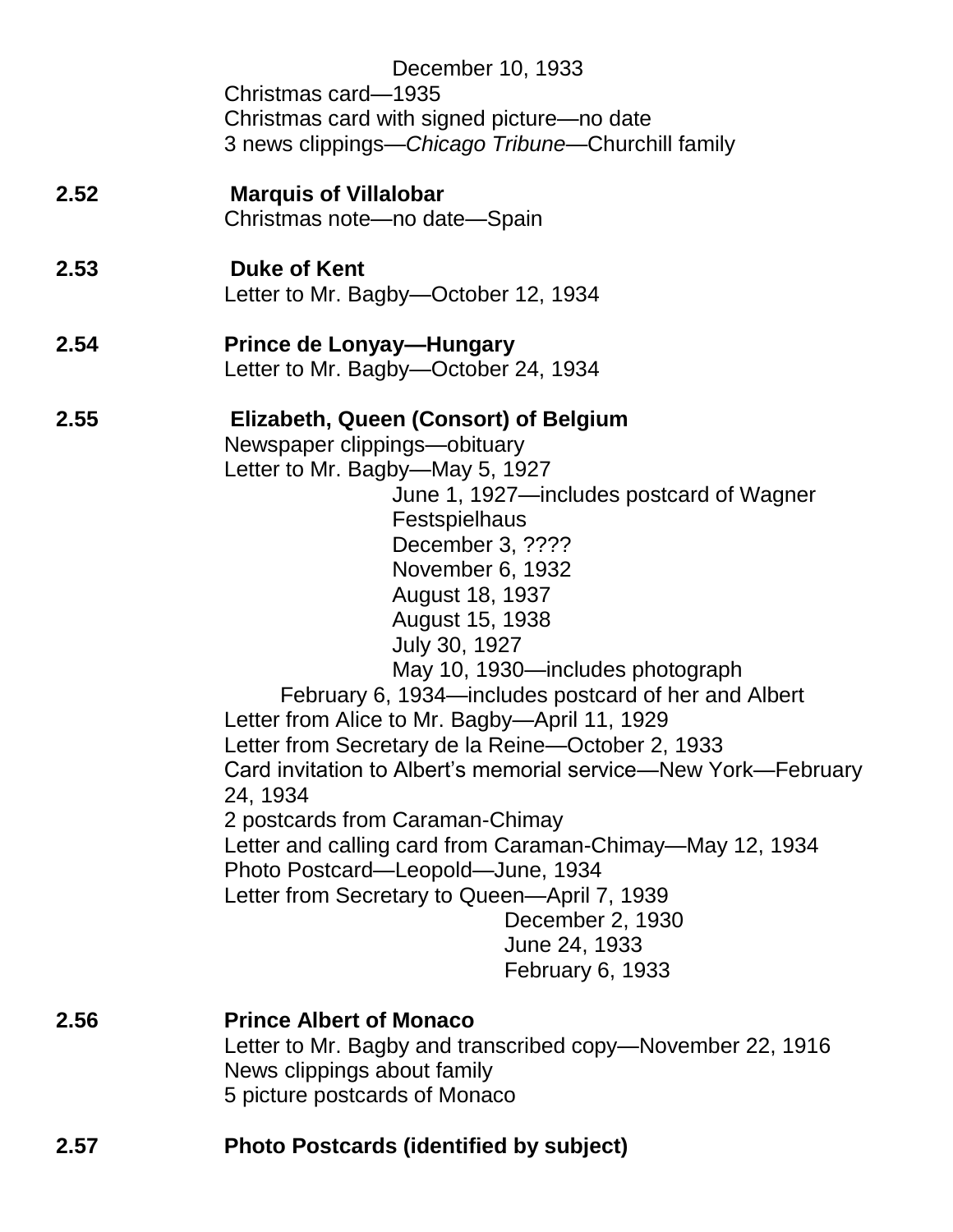December 10, 1933
Christmas card—1935
Christmas card with signed picture—no date
3 news clippings—*Chicago Tribune*—Churchill family

**2.52 Marquis of Villalobar**
Christmas note—no date—Spain

**2.53 Duke of Kent**
Letter to Mr. Bagby—October 12, 1934

**2.54 Prince de Lonyay—Hungary**
Letter to Mr. Bagby—October 24, 1934

**2.55 Elizabeth, Queen (Consort) of Belgium**
Newspaper clippings—obituary
Letter to Mr. Bagby—May 5, 1927
June 1, 1927—includes postcard of Wagner Festspielhaus
December 3, ????
November 6, 1932
August 18, 1937
August 15, 1938
July 30, 1927
May 10, 1930—includes photograph
February 6, 1934—includes postcard of her and Albert
Letter from Alice to Mr. Bagby—April 11, 1929
Letter from Secretary de la Reine—October 2, 1933
Card invitation to Albert's memorial service—New York—February 24, 1934
2 postcards from Caraman-Chimay
Letter and calling card from Caraman-Chimay—May 12, 1934
Photo Postcard—Leopold—June, 1934
Letter from Secretary to Queen—April 7, 1939
December 2, 1930
June 24, 1933
February 6, 1933

**2.56 Prince Albert of Monaco**
Letter to Mr. Bagby and transcribed copy—November 22, 1916
News clippings about family
5 picture postcards of Monaco

**2.57 Photo Postcards (identified by subject)**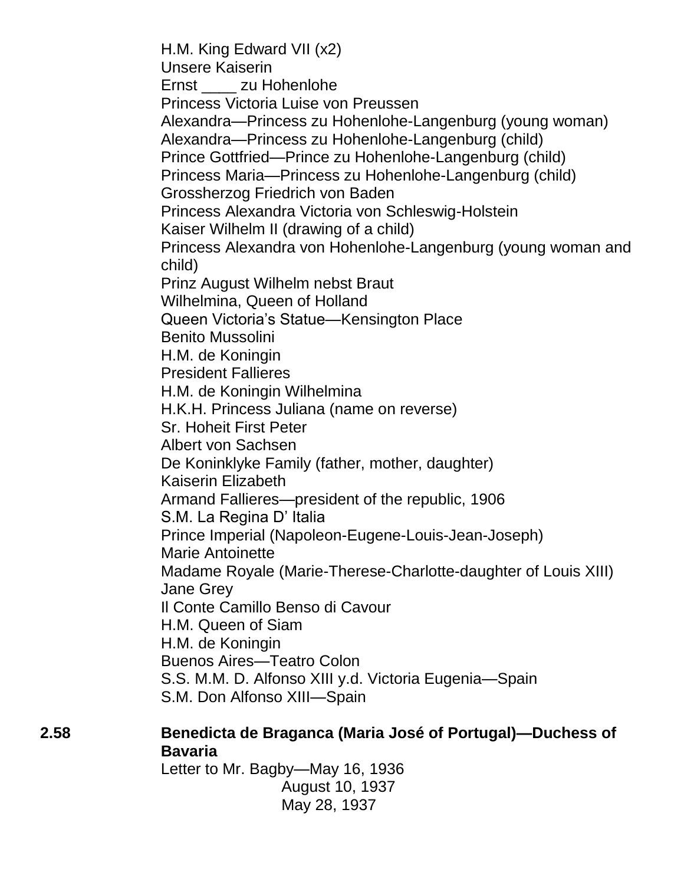H.M. King Edward VII (x2)
Unsere Kaiserin
Ernst ____ zu Hohenlohe
Princess Victoria Luise von Preussen
Alexandra—Princess zu Hohenlohe-Langenburg (young woman)
Alexandra—Princess zu Hohenlohe-Langenburg (child)
Prince Gottfried—Prince zu Hohenlohe-Langenburg (child)
Princess Maria—Princess zu Hohenlohe-Langenburg (child)
Grossherzog Friedrich von Baden
Princess Alexandra Victoria von Schleswig-Holstein
Kaiser Wilhelm II (drawing of a child)
Princess Alexandra von Hohenlohe-Langenburg (young woman and child)
Prinz August Wilhelm nebst Braut
Wilhelmina, Queen of Holland
Queen Victoria's Statue—Kensington Place
Benito Mussolini
H.M. de Koningin
President Fallieres
H.M. de Koningin Wilhelmina
H.K.H. Princess Juliana (name on reverse)
Sr. Hoheit First Peter
Albert von Sachsen
De Koninklyke Family (father, mother, daughter)
Kaiserin Elizabeth
Armand Fallieres—president of the republic, 1906
S.M. La Regina D' Italia
Prince Imperial (Napoleon-Eugene-Louis-Jean-Joseph)
Marie Antoinette
Madame Royale (Marie-Therese-Charlotte-daughter of Louis XIII)
Jane Grey
Il Conte Camillo Benso di Cavour
H.M. Queen of Siam
H.M. de Koningin
Buenos Aires—Teatro Colon
S.S. M.M. D. Alfonso XIII y.d. Victoria Eugenia—Spain
S.M. Don Alfonso XIII—Spain

**2.58 Benedicta de Braganca (Maria José of Portugal)—Duchess of Bavaria**

Letter to Mr. Bagby—May 16, 1936
August 10, 1937
May 28, 1937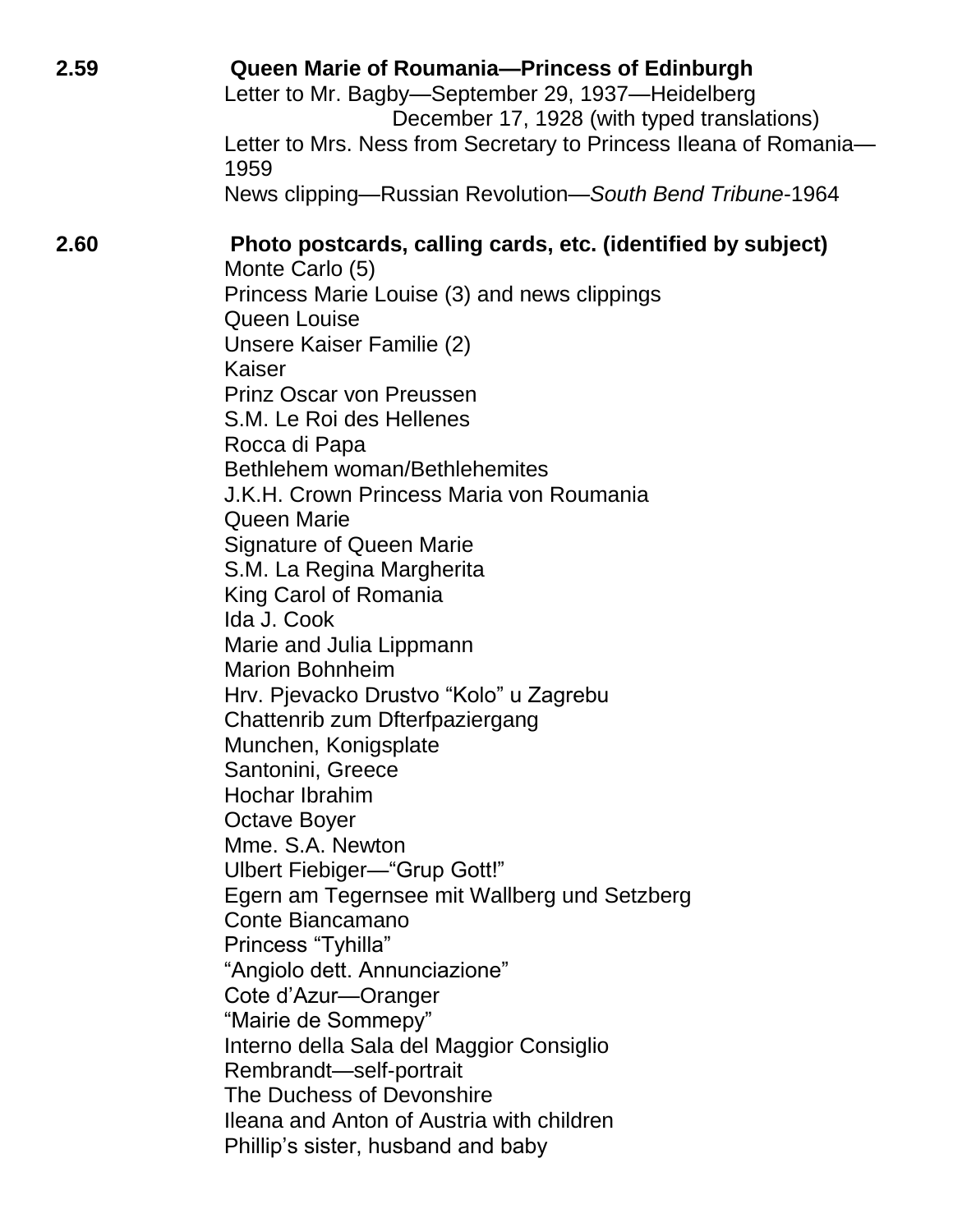**2.59** **Queen Marie of Roumania—Princess of Edinburgh**

Letter to Mr. Bagby—September 29, 1937—Heidelberg
December 17, 1928 (with typed translations)
Letter to Mrs. Ness from Secretary to Princess Ileana of Romania—1959
News clipping—Russian Revolution—*South Bend Tribune*-1964

**2.60** **Photo postcards, calling cards, etc. (identified by subject)**

Monte Carlo (5)
Princess Marie Louise (3) and news clippings
Queen Louise
Unsere Kaiser Familie (2)
Kaiser
Prinz Oscar von Preussen
S.M. Le Roi des Hellenes
Rocca di Papa
Bethlehem woman/Bethlehemites
J.K.H. Crown Princess Maria von Roumania
Queen Marie
Signature of Queen Marie
S.M. La Regina Margherita
King Carol of Romania
Ida J. Cook
Marie and Julia Lippmann
Marion Bohnheim
Hrv. Pjevacko Drustvo "Kolo" u Zagrebu
Chattenrib zum Dfterfpaziergang
Munchen, Konigsplate
Santonini, Greece
Hochar Ibrahim
Octave Boyer
Mme. S.A. Newton
Ulbert Fiebiger—"Grup Gott!"
Egern am Tegernsee mit Wallberg und Setzberg
Conte Biancamano
Princess "Tyhilla"
"Angiolo dett. Annunciazione"
Cote d'Azur—Oranger
"Mairie de Sommepy"
Interno della Sala del Maggior Consiglio
Rembrandt—self-portrait
The Duchess of Devonshire
Ileana and Anton of Austria with children
Phillip's sister, husband and baby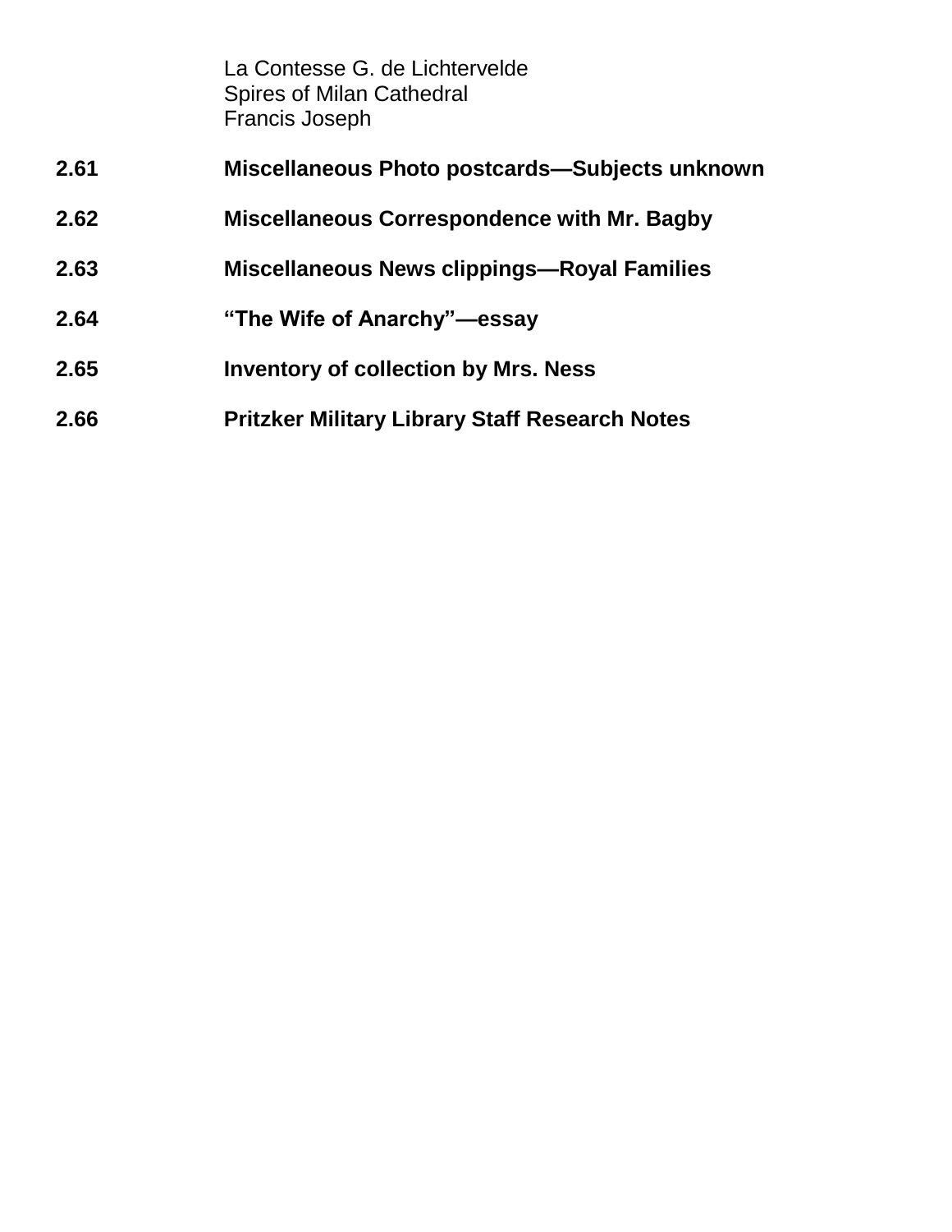La Contesse G. de Lichtervelde
Spires of Milan Cathedral
Francis Joseph

**2.61** **Miscellaneous Photo postcards—Subjects unknown**

**2.62** **Miscellaneous Correspondence with Mr. Bagby**

**2.63** **Miscellaneous News clippings—Royal Families**

**2.64** **"The Wife of Anarchy"—essay**

**2.65** **Inventory of collection by Mrs. Ness**

**2.66** **Pritzker Military Library Staff Research Notes**